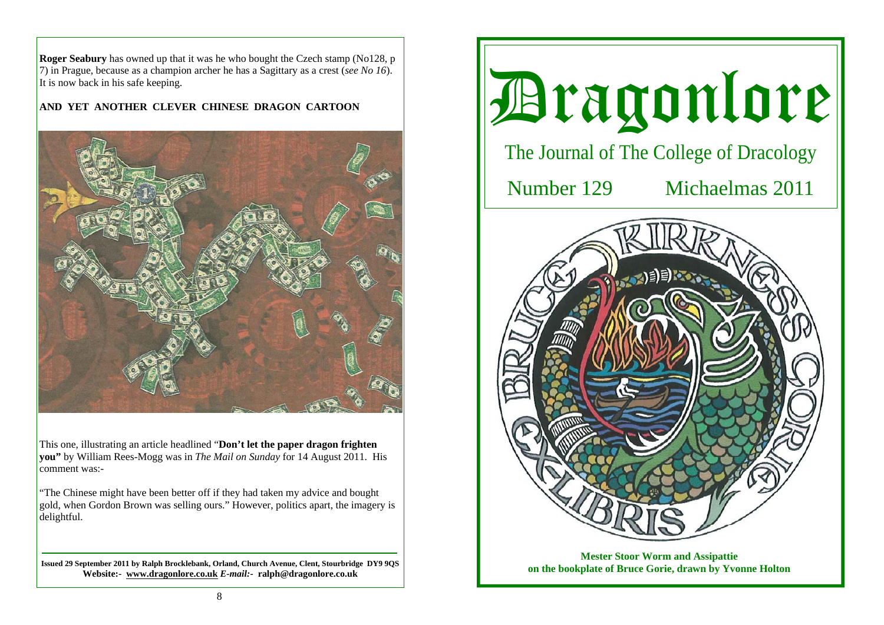**Roger Seabury** has owned up that it was he who bought the Czech stamp (No128, p 7) in Prague, because as a champion archer he has a Sagittary as a crest (*see No 16*). It is now back in his safe keeping.

**AND YET ANOTHER CLEVER CHINESE DRAGON CARTOON**

This one, illustrating an article headlined "**Don't let the paper dragon frighten you"** by William Rees-Mogg was in *The Mail on Sunday* for 14 August 2011. His comment was:-

"The Chinese might have been better off if they had taken my advice and bought gold, when Gordon Brown was selling ours." However, politics apart, the imagery is delightful.

**Issued 29 September 2011 by Ralph Brocklebank, Orland, Church Avenue, Clent, Stourbridge DY9 9QS**
**Website:- www.dragonlore.co.uk** ***E-mail:-*** **ralph@dragonlore.co.uk**

# Dragonlore

The Journal of The College of Dracology

Number 129 Michaelmas 2011

**Mester Stoor Worm and Assipattie on the bookplate of Bruce Gorie, drawn by Yvonne Holton**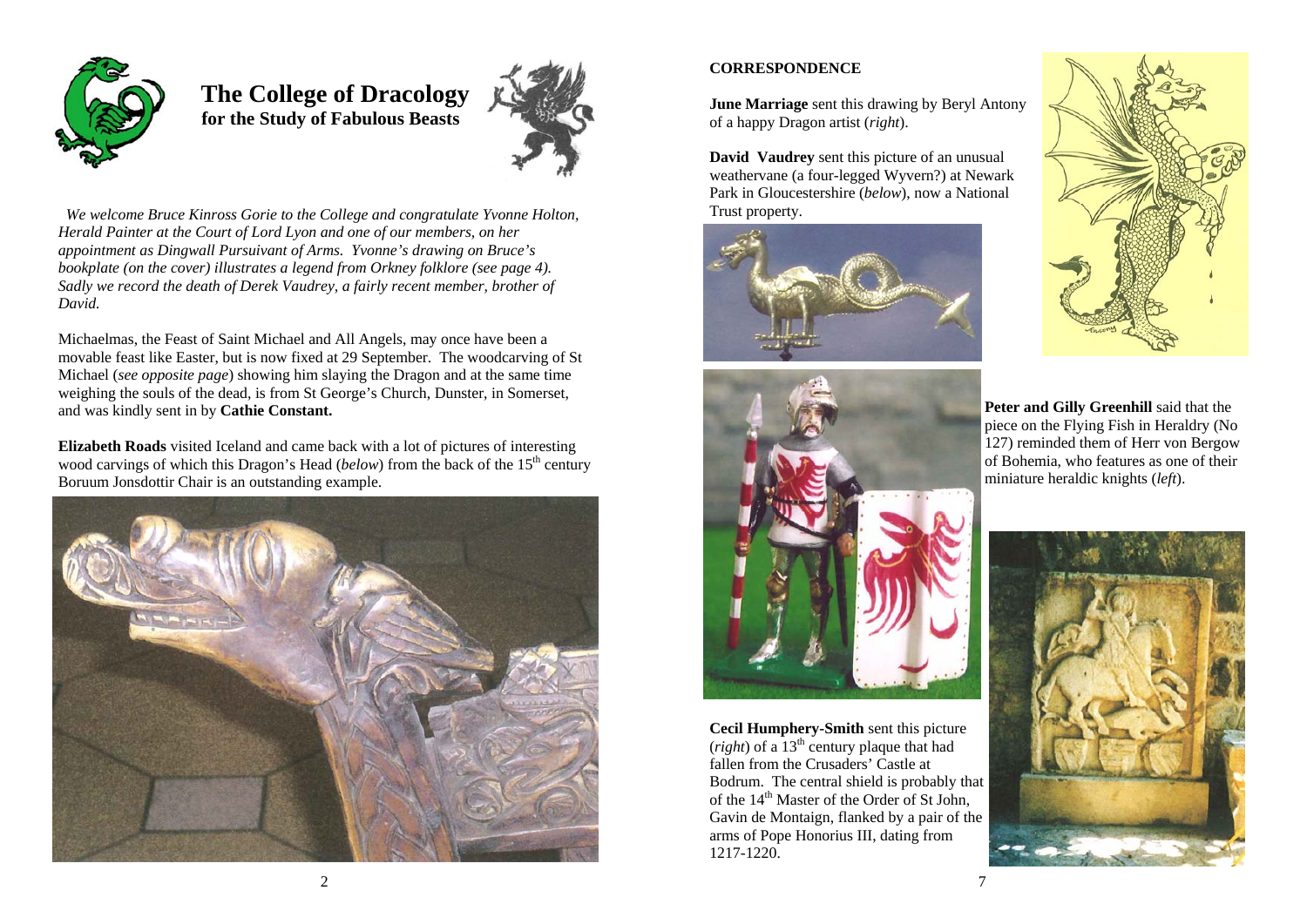# The College of Dracology
## for the Study of Fabulous Beasts

*We welcome Bruce Kinross Gorie to the College and congratulate Yvonne Holton, Herald Painter at the Court of Lord Lyon and one of our members, on her appointment as Dingwall Pursuivant of Arms. Yvonne's drawing on Bruce's bookplate (on the cover) illustrates a legend from Orkney folklore (see page 4). Sadly we record the death of Derek Vaudrey, a fairly recent member, brother of David.*

Michaelmas, the Feast of Saint Michael and All Angels, may once have been a movable feast like Easter, but is now fixed at 29 September. The woodcarving of St Michael (*see opposite page*) showing him slaying the Dragon and at the same time weighing the souls of the dead, is from St George's Church, Dunster, in Somerset, and was kindly sent in by **Cathie Constant.**

**Elizabeth Roads** visited Iceland and came back with a lot of pictures of interesting wood carvings of which this Dragon's Head (*below*) from the back of the 15th century Boruum Jonsdottir Chair is an outstanding example.

### CORRESPONDENCE

**June Marriage** sent this drawing by Beryl Antony of a happy Dragon artist (*right*).

**David Vaudrey** sent this picture of an unusual weathervane (a four-legged Wyvern?) at Newark Park in Gloucestershire (*below*), now a National Trust property.

**Peter and Gilly Greenhill** said that the piece on the Flying Fish in Heraldry (No 127) reminded them of Herr von Bergow of Bohemia, who features as one of their miniature heraldic knights (*left*).

**Cecil Humphery-Smith** sent this picture (*right*) of a 13th century plaque that had fallen from the Crusaders' Castle at Bodrum. The central shield is probably that of the 14th Master of the Order of St John, Gavin de Montaign, flanked by a pair of the arms of Pope Honorius III, dating from 1217-1220.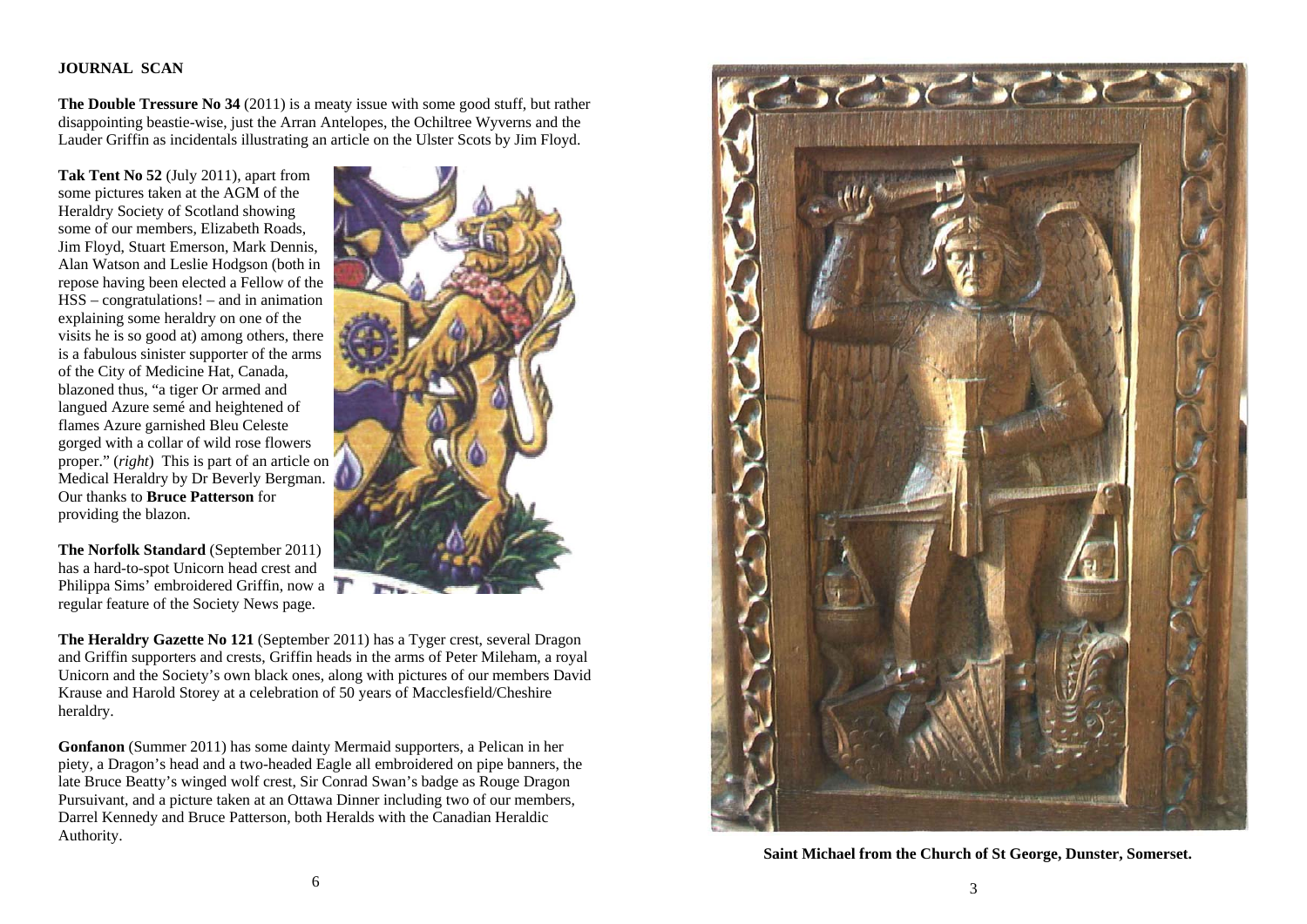## JOURNAL SCAN

**The Double Tressure No 34** (2011) is a meaty issue with some good stuff, but rather disappointing beastie-wise, just the Arran Antelopes, the Ochiltree Wyverns and the Lauder Griffin as incidentals illustrating an article on the Ulster Scots by Jim Floyd.

**Tak Tent No 52** (July 2011), apart from some pictures taken at the AGM of the Heraldry Society of Scotland showing some of our members, Elizabeth Roads, Jim Floyd, Stuart Emerson, Mark Dennis, Alan Watson and Leslie Hodgson (both in repose having been elected a Fellow of the HSS – congratulations! – and in animation explaining some heraldry on one of the visits he is so good at) among others, there is a fabulous sinister supporter of the arms of the City of Medicine Hat, Canada, blazoned thus, "a tiger Or armed and langued Azure semé and heightened of flames Azure garnished Bleu Celeste gorged with a collar of wild rose flowers proper." (*right*) This is part of an article on Medical Heraldry by Dr Beverly Bergman. Our thanks to **Bruce Patterson** for providing the blazon.

**The Norfolk Standard** (September 2011) has a hard-to-spot Unicorn head crest and Philippa Sims' embroidered Griffin, now a regular feature of the Society News page.

**The Heraldry Gazette No 121** (September 2011) has a Tyger crest, several Dragon and Griffin supporters and crests, Griffin heads in the arms of Peter Mileham, a royal Unicorn and the Society's own black ones, along with pictures of our members David Krause and Harold Storey at a celebration of 50 years of Macclesfield/Cheshire heraldry.

**Gonfanon** (Summer 2011) has some dainty Mermaid supporters, a Pelican in her piety, a Dragon's head and a two-headed Eagle all embroidered on pipe banners, the late Bruce Beatty's winged wolf crest, Sir Conrad Swan's badge as Rouge Dragon Pursuivant, and a picture taken at an Ottawa Dinner including two of our members, Darrel Kennedy and Bruce Patterson, both Heralds with the Canadian Heraldic Authority.

**Saint Michael from the Church of St George, Dunster, Somerset.**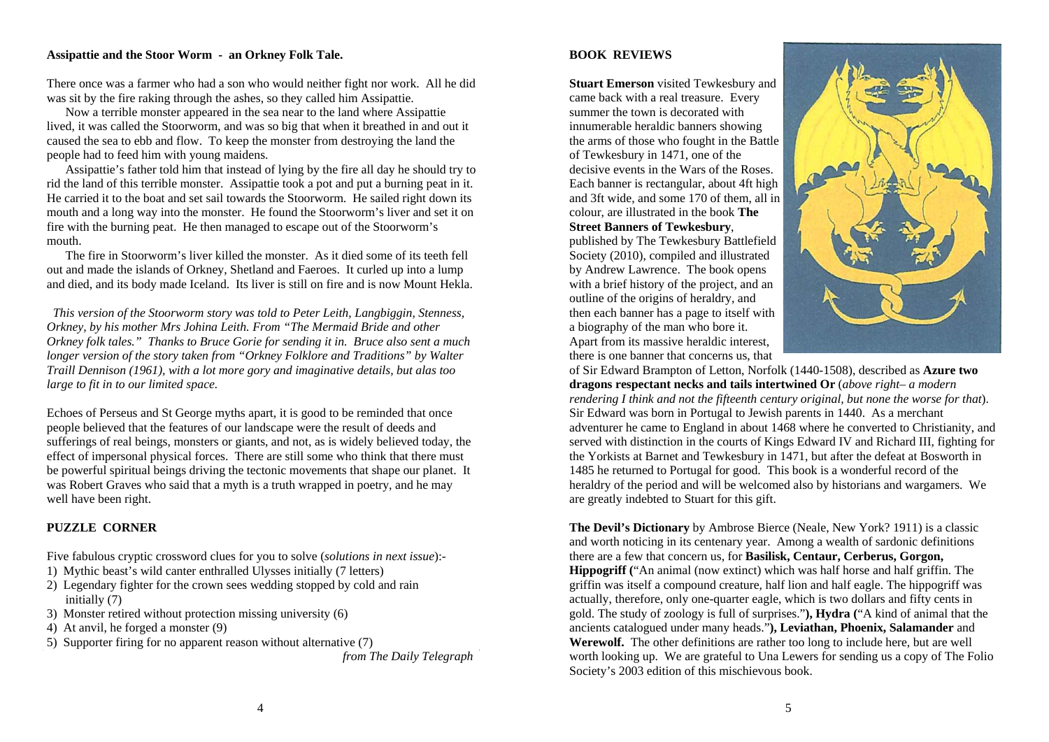**Assipattie and the Stoor Worm - an Orkney Folk Tale.**

There once was a farmer who had a son who would neither fight nor work. All he did was sit by the fire raking through the ashes, so they called him Assipattie.

Now a terrible monster appeared in the sea near to the land where Assipattie lived, it was called the Stoorworm, and was so big that when it breathed in and out it caused the sea to ebb and flow. To keep the monster from destroying the land the people had to feed him with young maidens.

Assipattie's father told him that instead of lying by the fire all day he should try to rid the land of this terrible monster. Assipattie took a pot and put a burning peat in it. He carried it to the boat and set sail towards the Stoorworm. He sailed right down its mouth and a long way into the monster. He found the Stoorworm's liver and set it on fire with the burning peat. He then managed to escape out of the Stoorworm's mouth.

The fire in Stoorworm's liver killed the monster. As it died some of its teeth fell out and made the islands of Orkney, Shetland and Faeroes. It curled up into a lump and died, and its body made Iceland. Its liver is still on fire and is now Mount Hekla.

*This version of the Stoorworm story was told to Peter Leith, Langbiggin, Stenness, Orkney, by his mother Mrs Johina Leith. From "The Mermaid Bride and other Orkney folk tales." Thanks to Bruce Gorie for sending it in. Bruce also sent a much longer version of the story taken from "Orkney Folklore and Traditions" by Walter Traill Dennison (1961), with a lot more gory and imaginative details, but alas too large to fit in to our limited space.*

Echoes of Perseus and St George myths apart, it is good to be reminded that once people believed that the features of our landscape were the result of deeds and sufferings of real beings, monsters or giants, and not, as is widely believed today, the effect of impersonal physical forces. There are still some who think that there must be powerful spiritual beings driving the tectonic movements that shape our planet. It was Robert Graves who said that a myth is a truth wrapped in poetry, and he may well have been right.

**PUZZLE CORNER**

Five fabulous cryptic crossword clues for you to solve (*solutions in next issue*):-

1) Mythic beast's wild canter enthralled Ulysses initially (7 letters)
2) Legendary fighter for the crown sees wedding stopped by cold and rain initially (7)
3) Monster retired without protection missing university (6)
4) At anvil, he forged a monster (9)
5) Supporter firing for no apparent reason without alternative (7)

*from The Daily Telegraph*

**BOOK REVIEWS**

**Stuart Emerson** visited Tewkesbury and came back with a real treasure. Every summer the town is decorated with innumerable heraldic banners showing the arms of those who fought in the Battle of Tewkesbury in 1471, one of the decisive events in the Wars of the Roses. Each banner is rectangular, about 4ft high and 3ft wide, and some 170 of them, all in colour, are illustrated in the book **The Street Banners of Tewkesbury**, published by The Tewkesbury Battlefield Society (2010), compiled and illustrated by Andrew Lawrence. The book opens with a brief history of the project, and an outline of the origins of heraldry, and then each banner has a page to itself with a biography of the man who bore it. Apart from its massive heraldic interest, there is one banner that concerns us, that of Sir Edward Brampton of Letton, Norfolk (1440-1508), described as **Azure two dragons respectant necks and tails intertwined Or** (*above right– a modern rendering I think and not the fifteenth century original, but none the worse for that*). Sir Edward was born in Portugal to Jewish parents in 1440. As a merchant adventurer he came to England in about 1468 where he converted to Christianity, and served with distinction in the courts of Kings Edward IV and Richard III, fighting for the Yorkists at Barnet and Tewkesbury in 1471, but after the defeat at Bosworth in 1485 he returned to Portugal for good. This book is a wonderful record of the heraldry of the period and will be welcomed also by historians and wargamers. We are greatly indebted to Stuart for this gift.

**The Devil's Dictionary** by Ambrose Bierce (Neale, New York? 1911) is a classic and worth noticing in its centenary year. Among a wealth of sardonic definitions there are a few that concern us, for **Basilisk, Centaur, Cerberus, Gorgon, Hippogriff (**"An animal (now extinct) which was half horse and half griffin. The griffin was itself a compound creature, half lion and half eagle. The hippogriff was actually, therefore, only one-quarter eagle, which is two dollars and fifty cents in gold. The study of zoology is full of surprises."**), Hydra (**"A kind of animal that the ancients catalogued under many heads."**), Leviathan, Phoenix, Salamander** and **Werewolf.** The other definitions are rather too long to include here, but are well worth looking up. We are grateful to Una Lewers for sending us a copy of The Folio Society's 2003 edition of this mischievous book.